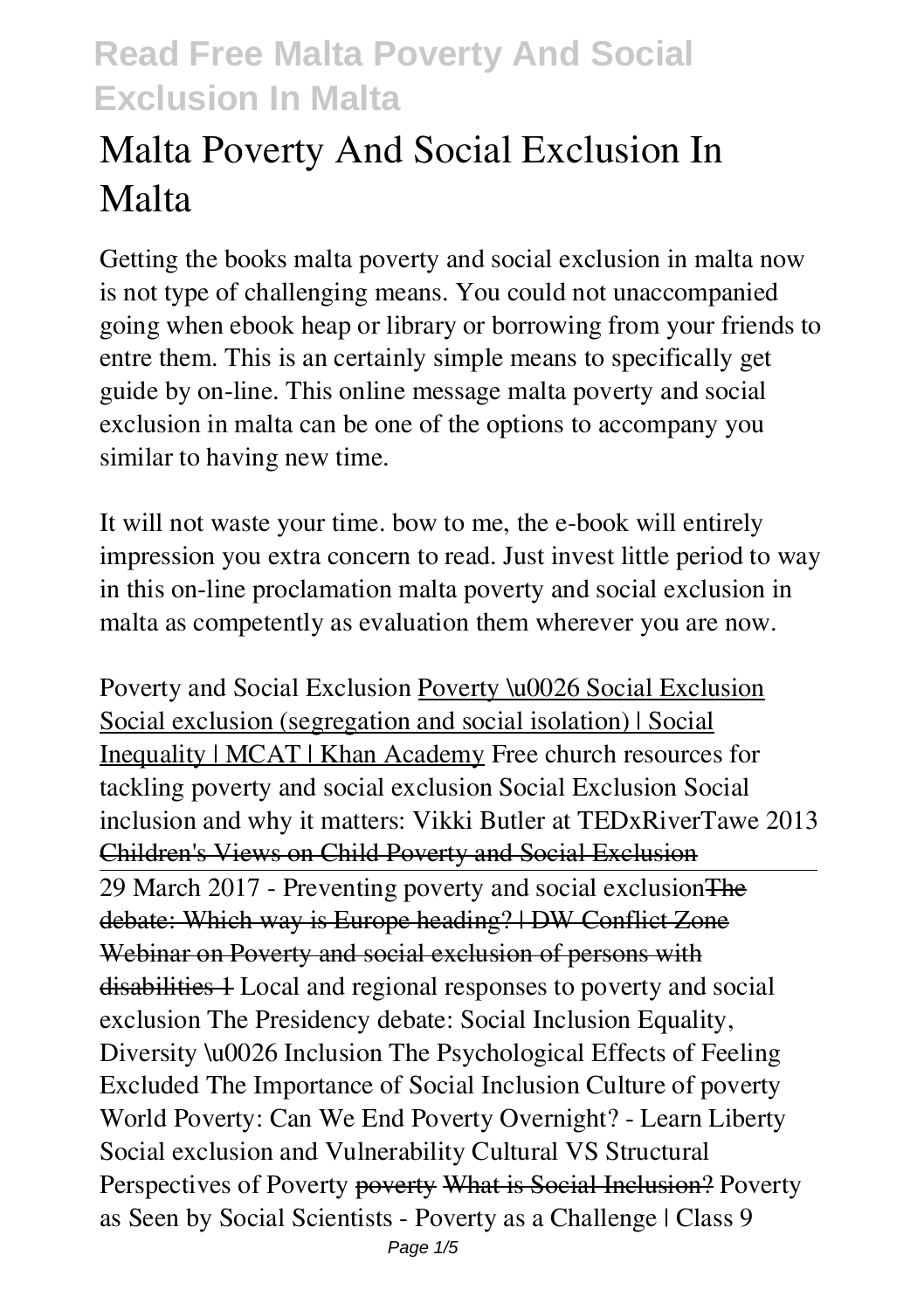# Malta Poverty And Social Exclusion In Malta

Getting the books **malta poverty and social exclusion in malta** now is not type of challenging means. You could not unaccompanied going when ebook heap or library or borrowing from your friends to entre them. This is an certainly simple means to specifically get guide by on-line. This online message malta poverty and social exclusion in malta can be one of the options to accompany you similar to having new time.

It will not waste your time. bow to me, the e-book will entirely impression you extra concern to read. Just invest little period to way in this on-line proclamation **malta poverty and social exclusion in malta** as competently as evaluation them wherever you are now.

*Poverty and Social Exclusion* Poverty \u0026 Social Exclusion Social exclusion (segregation and social isolation) | Social Inequality | MCAT | Khan Academy *Free church resources for tackling poverty and social exclusion* *Social Exclusion* *Social inclusion and why it matters: Vikki Butler at TEDxRiverTawe 2013* Children's Views on Child Poverty and Social Exclusion

29 March 2017 - Preventing poverty and social exclusionThe debate: Which way is Europe heading? | DW Conflict Zone Webinar on Poverty and social exclusion of persons with disabilities 1 *Local and regional responses to poverty and social exclusion* *The Presidency debate: Social Inclusion* *Equality, Diversity \u0026 Inclusion* *The Psychological Effects of Feeling Excluded* *The Importance of Social Inclusion* *Culture of poverty* *World Poverty: Can We End Poverty Overnight? - Learn Liberty* *Social exclusion and Vulnerability* *Cultural VS Structural Perspectives of Poverty* poverty What is Social Inclusion? *Poverty as Seen by Social Scientists - Poverty as a Challenge | Class 9*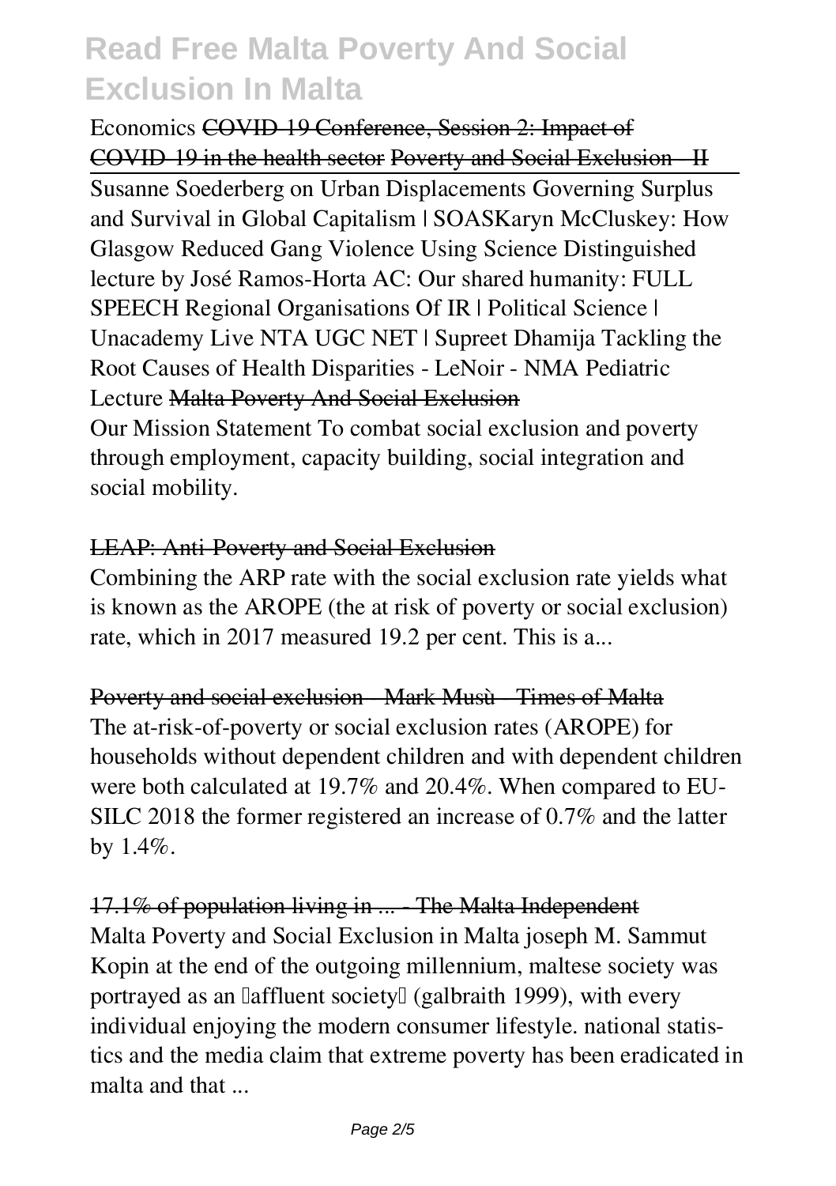Economics ~~COVID-19 Conference, Session 2: Impact of COVID-19 in the health sector~~ ~~Poverty and Social Exclusion - II~~

Susanne Soederberg on Urban Displacements Governing Surplus and Survival in Global Capitalism | SOASKaryn McCluskey: How Glasgow Reduced Gang Violence Using Science Distinguished lecture by José Ramos-Horta AC: Our shared humanity: FULL SPEECH Regional Organisations Of IR | Political Science | Unacademy Live NTA UGC NET | Supreet Dhamija Tackling the Root Causes of Health Disparities - LeNoir - NMA Pediatric Lecture ~~Malta Poverty And Social Exclusion~~

Our Mission Statement To combat social exclusion and poverty through employment, capacity building, social integration and social mobility.

~~LEAP: Anti-Poverty and Social Exclusion~~

Combining the ARP rate with the social exclusion rate yields what is known as the AROPE (the at risk of poverty or social exclusion) rate, which in 2017 measured 19.2 per cent. This is a...

~~Poverty and social exclusion - Mark Musù - Times of Malta~~

The at-risk-of-poverty or social exclusion rates (AROPE) for households without dependent children and with dependent children were both calculated at 19.7% and 20.4%. When compared to EU-SILC 2018 the former registered an increase of 0.7% and the latter by 1.4%.

~~17.1% of population living in ... - The Malta Independent~~

Malta Poverty and Social Exclusion in Malta joseph M. Sammut Kopin at the end of the outgoing millennium, maltese society was portrayed as an 'affluent society' (galbraith 1999), with every individual enjoying the modern consumer lifestyle. national statistics and the media claim that extreme poverty has been eradicated in malta and that ...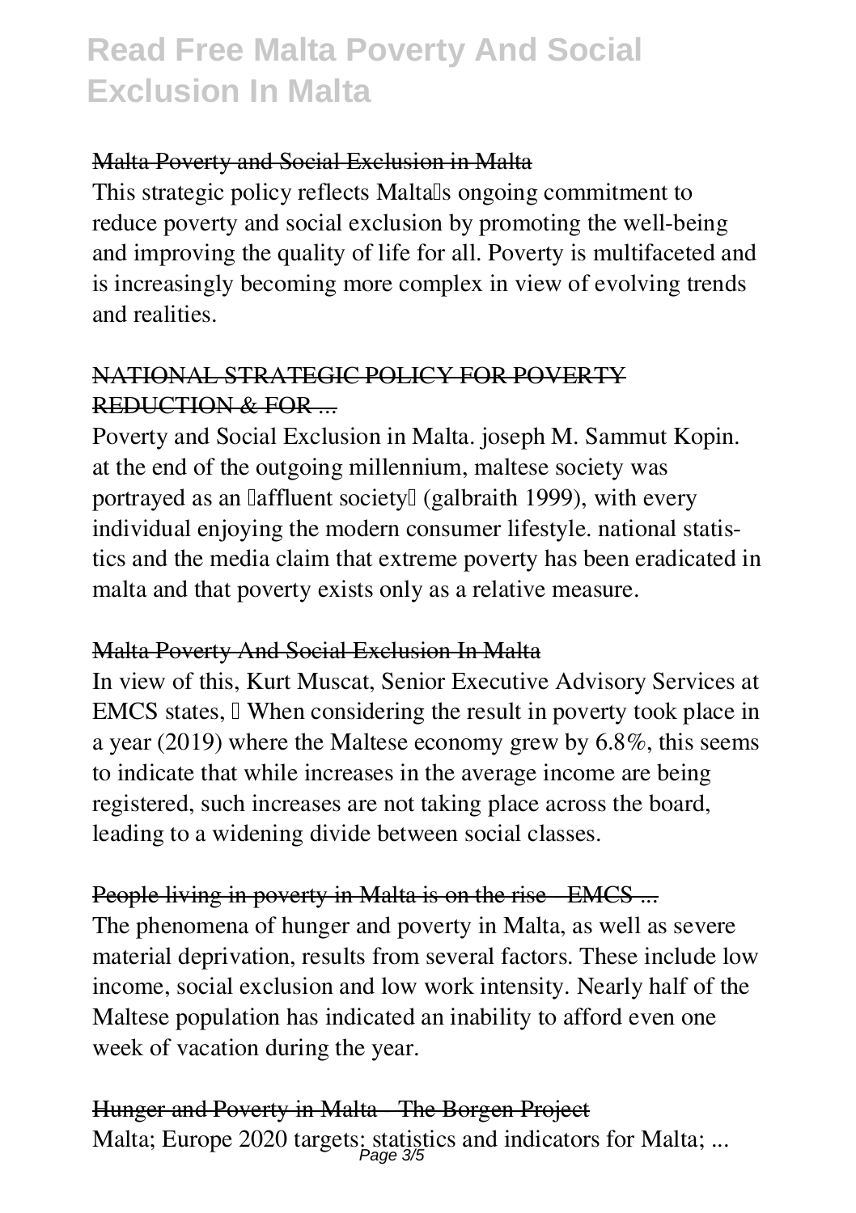### Malta Poverty and Social Exclusion in Malta

This strategic policy reflects Malta's ongoing commitment to reduce poverty and social exclusion by promoting the well-being and improving the quality of life for all. Poverty is multifaceted and is increasingly becoming more complex in view of evolving trends and realities.

### NATIONAL STRATEGIC POLICY FOR POVERTY REDUCTION & FOR ...

Poverty and Social Exclusion in Malta. joseph M. Sammut Kopin. at the end of the outgoing millennium, maltese society was portrayed as an 'affluent society' (galbraith 1999), with every individual enjoying the modern consumer lifestyle. national statistics and the media claim that extreme poverty has been eradicated in malta and that poverty exists only as a relative measure.

### Malta Poverty And Social Exclusion In Malta

In view of this, Kurt Muscat, Senior Executive Advisory Services at EMCS states, " When considering the result in poverty took place in a year (2019) where the Maltese economy grew by 6.8%, this seems to indicate that while increases in the average income are being registered, such increases are not taking place across the board, leading to a widening divide between social classes.

### People living in poverty in Malta is on the rise - EMCS ...

The phenomena of hunger and poverty in Malta, as well as severe material deprivation, results from several factors. These include low income, social exclusion and low work intensity. Nearly half of the Maltese population has indicated an inability to afford even one week of vacation during the year.

### Hunger and Poverty in Malta - The Borgen Project

Malta; Europe 2020 targets: statistics and indicators for Malta; ...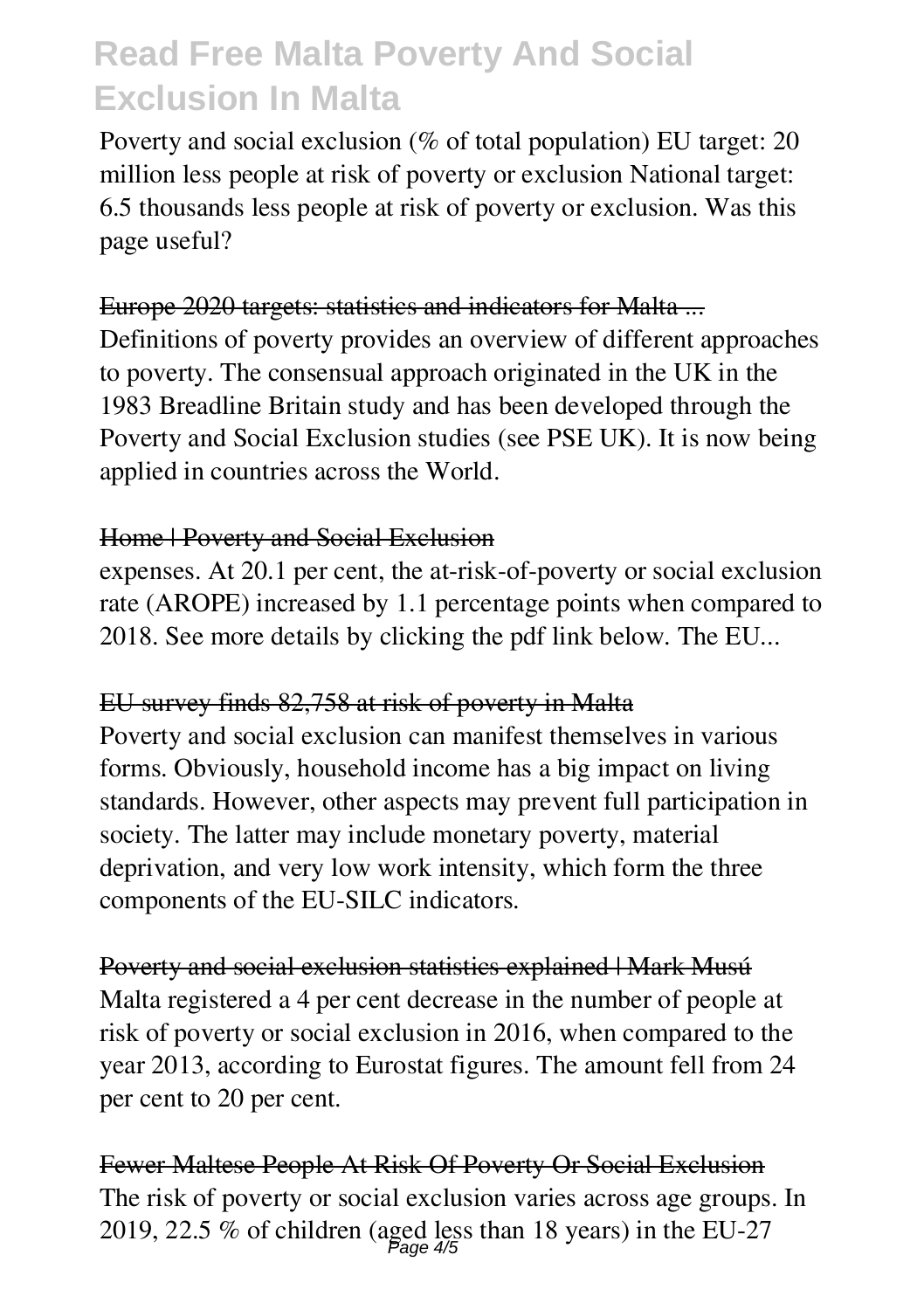Poverty and social exclusion (% of total population) EU target: 20 million less people at risk of poverty or exclusion National target: 6.5 thousands less people at risk of poverty or exclusion. Was this page useful?

## Europe 2020 targets: statistics and indicators for Malta ...

Definitions of poverty provides an overview of different approaches to poverty. The consensual approach originated in the UK in the 1983 Breadline Britain study and has been developed through the Poverty and Social Exclusion studies (see PSE UK). It is now being applied in countries across the World.

## Home | Poverty and Social Exclusion

expenses. At 20.1 per cent, the at-risk-of-poverty or social exclusion rate (AROPE) increased by 1.1 percentage points when compared to 2018. See more details by clicking the pdf link below. The EU...

## EU survey finds 82,758 at risk of poverty in Malta

Poverty and social exclusion can manifest themselves in various forms. Obviously, household income has a big impact on living standards. However, other aspects may prevent full participation in society. The latter may include monetary poverty, material deprivation, and very low work intensity, which form the three components of the EU-SILC indicators.

## Poverty and social exclusion statistics explained | Mark Musú

Malta registered a 4 per cent decrease in the number of people at risk of poverty or social exclusion in 2016, when compared to the year 2013, according to Eurostat figures. The amount fell from 24 per cent to 20 per cent.

## Fewer Maltese People At Risk Of Poverty Or Social Exclusion

The risk of poverty or social exclusion varies across age groups. In 2019, 22.5 % of children (aged less than 18 years) in the EU-27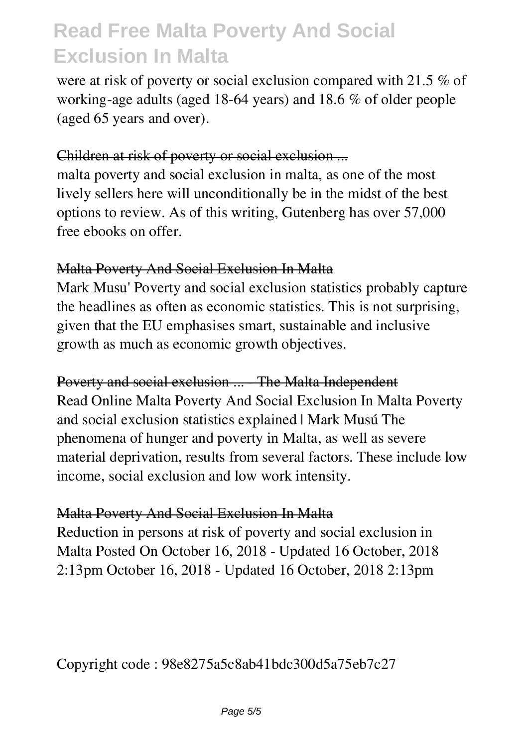were at risk of poverty or social exclusion compared with 21.5 % of working-age adults (aged 18-64 years) and 18.6 % of older people (aged 65 years and over).

Children at risk of poverty or social exclusion ...

malta poverty and social exclusion in malta, as one of the most lively sellers here will unconditionally be in the midst of the best options to review. As of this writing, Gutenberg has over 57,000 free ebooks on offer.

Malta Poverty And Social Exclusion In Malta

Mark Musu' Poverty and social exclusion statistics probably capture the headlines as often as economic statistics. This is not surprising, given that the EU emphasises smart, sustainable and inclusive growth as much as economic growth objectives.

Poverty and social exclusion ... - The Malta Independent

Read Online Malta Poverty And Social Exclusion In Malta Poverty and social exclusion statistics explained | Mark Musú The phenomena of hunger and poverty in Malta, as well as severe material deprivation, results from several factors. These include low income, social exclusion and low work intensity.

Malta Poverty And Social Exclusion In Malta

Reduction in persons at risk of poverty and social exclusion in Malta Posted On October 16, 2018 - Updated 16 October, 2018 2:13pm October 16, 2018 - Updated 16 October, 2018 2:13pm

Copyright code : 98e8275a5c8ab41bdc300d5a75eb7c27